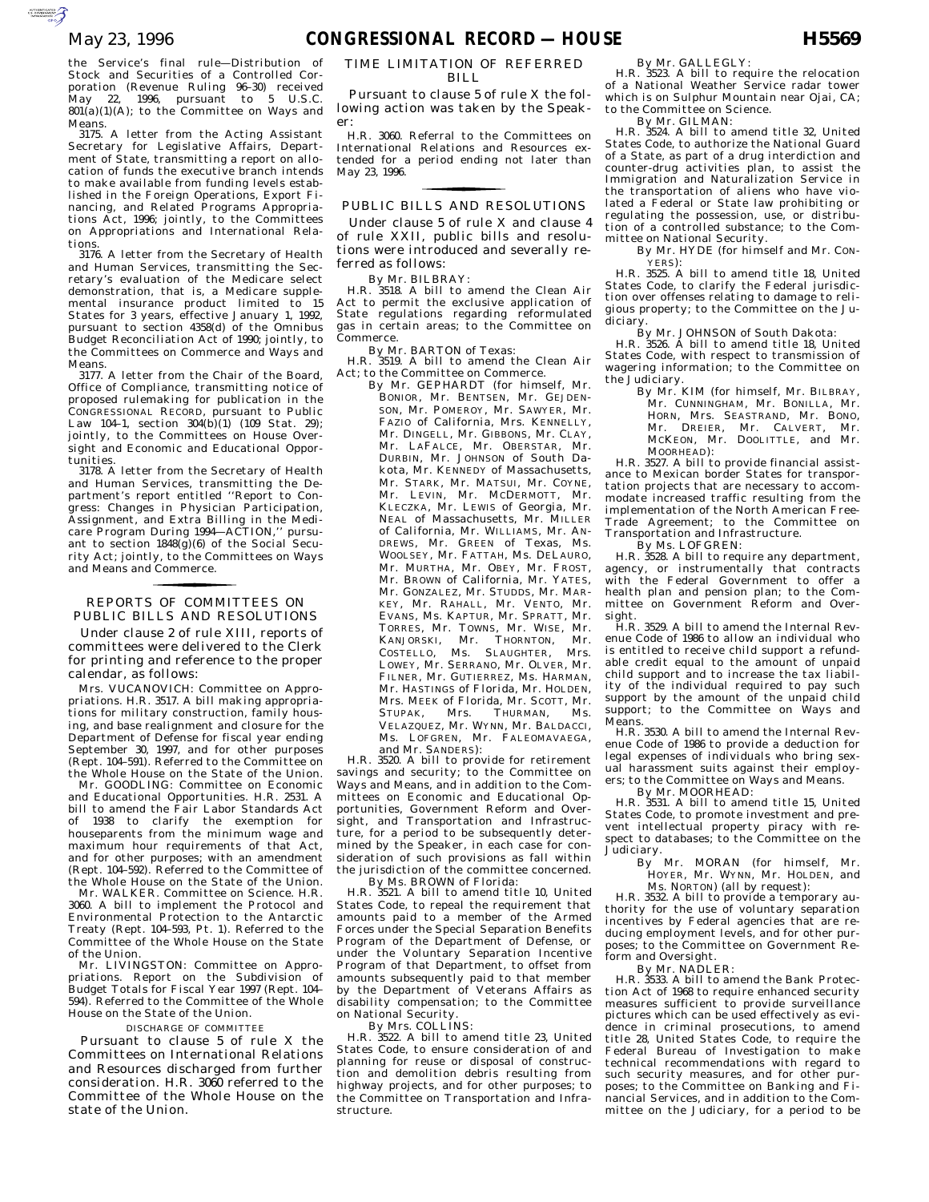the Service's final rule—Distribution of Stock and Securities of a Controlled Corporation (Revenue Ruling 96–30) received May 22, 1996, pursuant to 5 U.S.C. 801(a)(1)(A); to the Committee on Ways and Means.

3175. A letter from the Acting Assistant Secretary for Legislative Affairs, Department of State, transmitting a report on allocation of funds the executive branch intends to make available from funding levels established in the Foreign Operations, Export Financing, and Related Programs Appropriations Act, 1996; jointly, to the Committees on Appropriations and International Relations.

3176. A letter from the Secretary of Health and Human Services, transmitting the Secretary's evaluation of the Medicare select demonstration, that is, a Medicare supplemental insurance product limited to 15 States for 3 years, effective January 1, 1992, pursuant to section 4358(d) of the Omnibus Budget Reconciliation Act of 1990; jointly, to the Committees on Commerce and Ways and Means.

3177. A letter from the Chair of the Board, Office of Compliance, transmitting notice of proposed rulemaking for publication in the CONGRESSIONAL RECORD, pursuant to Public Law 104–1, section 304(b)(1) (109 Stat. 29); jointly, to the Committees on House Oversight and Economic and Educational Opportunities.

3178. A letter from the Secretary of Health and Human Services, transmitting the Department's report entitled "Report to Congress: Changes in Physician Participation, Assignment, and Extra Billing in the Medicare Program During 1994—ACTION," pursuant to section 1848(g)(6) of the Social Security Act; jointly, to the Committees on Ways and Means and Commerce.

## REPORTS OF COMMITTEES ON PUBLIC BILLS AND RESOLUTIONS

Under clause 2 of rule XIII, reports of committees were delivered to the Clerk for printing and reference to the proper calendar, as follows:

Mrs. VUCANOVICH: Committee on Appropriations. H.R. 3517. A bill making appropriations for military construction, family housing, and base realignment and closure for the Department of Defense for fiscal year ending September 30, 1997, and for other purposes (Rept. 104–591). Referred to the Committee on the Whole House on the State of the Union.

Mr. GOODLING: Committee on Economic and Educational Opportunities. H.R. 2531. A bill to amend the Fair Labor Standards Act of 1938 to clarify the exemption for houseparents from the minimum wage and maximum hour requirements of that Act, and for other purposes; with an amendment (Rept. 104–592). Referred to the Committee of the Whole House on the State of the Union.

Mr. WALKER. Committee on Science. H.R. 3060. A bill to implement the Protocol and Environmental Protection to the Antarctic Treaty (Rept. 104–593, Pt. 1). Referred to the Committee of the Whole House on the State of the Union.

Mr. LIVINGSTON: Committee on Appropriations. Report on the Subdivision of Budget Totals for Fiscal Year 1997 (Rept. 104–594). Referred to the Committee of the Whole House on the State of the Union.

### DISCHARGE OF COMMITTEE

Pursuant to clause 5 of rule X the Committees on International Relations and Resources discharged from further consideration. H.R. 3060 referred to the Committee of the Whole House on the state of the Union.

## TIME LIMITATION OF REFERRED BILL

Pursuant to clause 5 of rule X the following action was taken by the Speaker:

H.R. 3060. Referral to the Committees on International Relations and Resources extended for a period ending not later than May 23, 1996.

## PUBLIC BILLS AND RESOLUTIONS

Under clause 5 of rule X and clause 4 of rule XXII, public bills and resolutions were introduced and severally referred as follows:

By Mr. BILBRAY:

H.R. 3518. A bill to amend the Clean Air Act to permit the exclusive application of State regulations regarding reformulated gas in certain areas; to the Committee on Commerce.

By Mr. BARTON of Texas:

H.R. 3519. A bill to amend the Clean Air Act; to the Committee on Commerce.

By Mr. GEPHARDT (for himself, Mr. BONIOR, Mr. BENTSEN, Mr. GEJDENSON, Mr. POMEROY, Mr. SAWYER, Mr. FAZIO of California, Mrs. KENNELLY, Mr. DINGELL, Mr. GIBBONS, Mr. CLAY, Mr. LAFALCE, Mr. OBERSTAR, Mr. DURBIN, Mr. JOHNSON of South Dakota, Mr. KENNEDY of Massachusetts, Mr. STARK, Mr. MATSUI, Mr. COYNE, Mr. LEVIN, Mr. MCDERMOTT, Mr. KLECZKA, Mr. LEWIS of Georgia, Mr. NEAL of Massachusetts, Mr. MILLER of California, Mr. WILLIAMS, Mr. ANDREWS, Mr. GREEN of Texas, Ms. WOOLSEY, Mr. FATTAH, Ms. DELAURO, Mr. MURTHA, Mr. OBEY, Mr. FROST, Mr. BROWN of California, Mr. YATES, Mr. GONZALEZ, Mr. STUDDS, Mr. MARKEY, Mr. RAHALL, Mr. VENTO, Mr. EVANS, Ms. KAPTUR, Mr. SPRATT, Mr. TORRES, Mr. TOWNS, Mr. WISE, Mr. KANJORSKI, Mr. THORNTON, Mr. COSTELLO, Ms. SLAUGHTER, Mrs. LOWEY, Mr. SERRANO, Mr. OLVER, Mr. FILNER, Mr. GUTIERREZ, Ms. HARMAN, Mr. HASTINGS of Florida, Mr. HOLDEN, Mrs. MEEK of Florida, Mr. SCOTT, Mr. STUPAK, Mrs. THURMAN, Ms. VELAZQUEZ, Mr. WYNN, Mr. BALDACCI, Ms. LOFGREN, Mr. FALEOMAVAEGA, and Mr. SANDERS):

H.R. 3520. A bill to provide for retirement savings and security; to the Committee on Ways and Means, and in addition to the Committees on Economic and Educational Opportunities, Government Reform and Oversight, and Transportation and Infrastructure, for a period to be subsequently determined by the Speaker, in each case for consideration of such provisions as fall within the jurisdiction of the committee concerned.

By Ms. BROWN of Florida:

H.R. 3521. A bill to amend title 10, United States Code, to repeal the requirement that amounts paid to a member of the Armed Forces under the Special Separation Benefits Program of the Department of Defense, or under the Voluntary Separation Incentive Program of that Department, to offset from amounts subsequently paid to that member by the Department of Veterans Affairs as disability compensation; to the Committee on National Security.

By Mrs. COLLINS:

H.R. 3522. A bill to amend title 23, United States Code, to ensure consideration of and planning for reuse or disposal of construction and demolition debris resulting from highway projects, and for other purposes; to the Committee on Transportation and Infrastructure.

By Mr. GALLEGLY:

H.R. 3523. A bill to require the relocation of a National Weather Service radar tower which is on Sulphur Mountain near Ojai, CA; to the Committee on Science.

By Mr. GILMAN:

H.R. 3524. A bill to amend title 32, United States Code, to authorize the National Guard of a State, as part of a drug interdiction and counter-drug activities plan, to assist the Immigration and Naturalization Service in the transportation of aliens who have violated a Federal or State law prohibiting or regulating the possession, use, or distribution of a controlled substance; to the Committee on National Security.

By Mr. HYDE (for himself and Mr. CONYERS):

H.R. 3525. A bill to amend title 18, United States Code, to clarify the Federal jurisdiction over offenses relating to damage to religious property; to the Committee on the Judiciary.

By Mr. JOHNSON of South Dakota:

H.R. 3526. A bill to amend title 18, United States Code, with respect to transmission of wagering information; to the Committee on the Judiciary.

By Mr. KIM (for himself, Mr. BILBRAY, Mr. CUNNINGHAM, Mr. BONILLA, Mr. HORN, Mrs. SEASTRAND, Mr. BONO, Mr. DREIER, Mr. CALVERT, Mr. MCKEON, Mr. DOOLITTLE, and Mr. MOORHEAD):

H.R. 3527. A bill to provide financial assistance to Mexican border States for transportation projects that are necessary to accommodate increased traffic resulting from the implementation of the North American Free-Trade Agreement; to the Committee on Transportation and Infrastructure.

By Ms. LOFGREN:

H.R. 3528. A bill to require any department, agency, or instrumentally that contracts with the Federal Government to offer a health plan and pension plan; to the Committee on Government Reform and Oversight.

H.R. 3529. A bill to amend the Internal Revenue Code of 1986 to allow an individual who is entitled to receive child support a refundable credit equal to the amount of unpaid child support and to increase the tax liability of the individual required to pay such support by the amount of the unpaid child support; to the Committee on Ways and Means.

H.R. 3530. A bill to amend the Internal Revenue Code of 1986 to provide a deduction for legal expenses of individuals who bring sexual harassment suits against their employers; to the Committee on Ways and Means.

By Mr. MOORHEAD:

H.R. 3531. A bill to amend title 15, United States Code, to promote investment and prevent intellectual property piracy with respect to databases; to the Committee on the Judiciary.

By Mr. MORAN (for himself, Mr. HOYER, Mr. WYNN, Mr. HOLDEN, and Ms. NORTON) (all by request):

H.R. 3532. A bill to provide a temporary authority for the use of voluntary separation incentives by Federal agencies that are reducing employment levels, and for other purposes; to the Committee on Government Reform and Oversight.

By Mr. NADLER:

H.R. 3533. A bill to amend the Bank Protection Act of 1968 to require enhanced security measures sufficient to provide surveillance pictures which can be used effectively as evidence in criminal prosecutions, to amend title 28, United States Code, to require the Federal Bureau of Investigation to make technical recommendations with regard to such security measures, and for other purposes; to the Committee on Banking and Financial Services, and in addition to the Committee on the Judiciary, for a period to be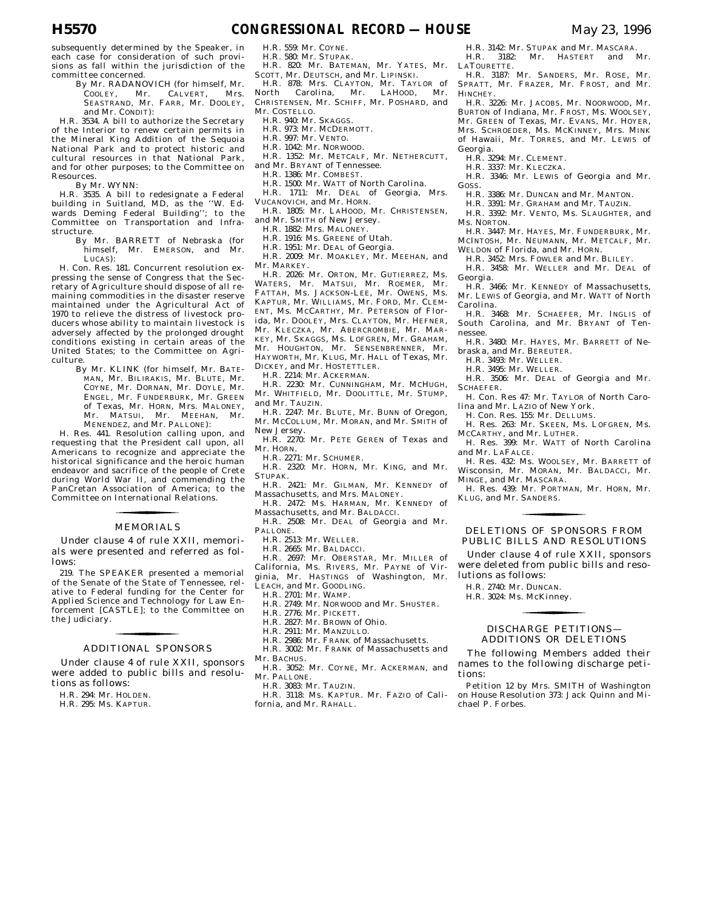subsequently determined by the Speaker, in each case for consideration of such provisions as fall within the jurisdiction of the committee concerned.

By Mr. RADANOVICH (for himself, Mr. COOLEY, Mr. CALVERT, Mrs. SEASTRAND, Mr. FARR, Mr. DOOLEY, and Mr. CONDIT):

H.R. 3534. A bill to authorize the Secretary of the Interior to renew certain permits in the Mineral King Addition of the Sequoia National Park and to protect historic and cultural resources in that National Park, and for other purposes; to the Committee on Resources.

By Mr. WYNN:

H.R. 3535. A bill to redesignate a Federal building in Suitland, MD, as the ''W. Edwards Deming Federal Building''; to the Committee on Transportation and Infrastructure.

By Mr. BARRETT of Nebraska (for himself, Mr. EMERSON, and Mr. LUCAS):

H. Con. Res. 181. Concurrent resolution expressing the sense of Congress that the Secretary of Agriculture should dispose of all remaining commodities in the disaster reserve maintained under the Agricultural Act of 1970 to relieve the distress of livestock producers whose ability to maintain livestock is adversely affected by the prolonged drought conditions existing in certain areas of the United States; to the Committee on Agriculture.

By Mr. KLINK (for himself, Mr. BATEMAN, Mr. BILIRAKIS, Mr. BLUTE, Mr. COYNE, Mr. DORNAN, Mr. DOYLE, Mr. ENGEL, Mr. FUNDERBURK, Mr. GREEN of Texas, Mr. HORN, Mrs. MALONEY, Mr. MATSUI, Mr. MEEHAN, Mr. MENENDEZ, and Mr. PALLONE):

H. Res. 441. Resolution calling upon, and requesting that the President call upon, all Americans to recognize and appreciate the historical significance and the heroic human endeavor and sacrifice of the people of Crete during World War II, and commending the PanCretan Association of America; to the Committee on International Relations.

## MEMORIALS

Under clause 4 of rule XXII, memorials were presented and referred as follows:

219. The SPEAKER presented a memorial of the Senate of the State of Tennessee, relative to Federal funding for the Center for Applied Science and Technology for Law Enforcement [CASTLE]; to the Committee on the Judiciary.

## ADDITIONAL SPONSORS

Under clause 4 of rule XXII, sponsors were added to public bills and resolutions as follows:

H.R. 294: Mr. HOLDEN.
H.R. 295: Ms. KAPTUR.
H.R. 559: Mr. COYNE.
H.R. 580: Mr. STUPAK.
H.R. 820: Mr. BATEMAN, Mr. YATES, Mr. SCOTT, Mr. DEUTSCH, and Mr. LIPINSKI.
H.R. 878: Mrs. CLAYTON, Mr. TAYLOR of North Carolina, Mr. LAHOOD, Mr. CHRISTENSEN, Mr. SCHIFF, Mr. POSHARD, and Mr. COSTELLO.
H.R. 940: Mr. SKAGGS.
H.R. 973: Mr. MCDERMOTT.
H.R. 997: Mr. VENTO.
H.R. 1042: Mr. NORWOOD.
H.R. 1352: Mr. METCALF, Mr. NETHERCUTT, and Mr. BRYANT of Tennessee.
H.R. 1386: Mr. COMBEST.
H.R. 1500: Mr. WATT of North Carolina.
H.R. 1711: Mr. DEAL of Georgia, Mrs. VUCANOVICH, and Mr. HORN.
H.R. 1805: Mr. LAHOOD, Mr. CHRISTENSEN, and Mr. SMITH of New Jersey.
H.R. 1882: Mrs. MALONEY.
H.R. 1916: Ms. GREENE of Utah.
H.R. 1951: Mr. DEAL of Georgia.
H.R. 2009: Mr. MOAKLEY, Mr. MEEHAN, and Mr. MARKEY.
H.R. 2026: Mr. ORTON, Mr. GUTIERREZ, Ms. WATERS, Mr. MATSUI, Mr. ROEMER, Mr. FATTAH, Ms. JACKSON-LEE, Mr. OWENS, Ms. KAPTUR, Mr. WILLIAMS, Mr. FORD, Mr. CLEMENT, Ms. MCCARTHY, Mr. PETERSON of Florida, Mr. DOOLEY, Mrs. CLAYTON, Mr. HEFNER, Mr. KLECZKA, Mr. ABERCROMBIE, Mr. MARKEY, Mr. SKAGGS, Ms. LOFGREN, Mr. GRAHAM, Mr. HOUGHTON, Mr. SENSENBRENNER, Mr. HAYWORTH, Mr. KLUG, Mr. HALL of Texas, Mr. DICKEY, and Mr. HOSTETTLER.
H.R. 2214: Mr. ACKERMAN.
H.R. 2230: Mr. CUNNINGHAM, Mr. MCHUGH, Mr. WHITFIELD, Mr. DOOLITTLE, Mr. STUMP, and Mr. TAUZIN.
H.R. 2247: Mr. BLUTE, Mr. BUNN of Oregon, Mr. MCCOLLUM, Mr. MORAN, and Mr. SMITH of New Jersey.
H.R. 2270: Mr. PETE GEREN of Texas and Mr. HORN.
H.R. 2271: Mr. SCHUMER.
H.R. 2320: Mr. HORN, Mr. KING, and Mr. STUPAK.
H.R. 2421: Mr. GILMAN, Mr. KENNEDY of Massachusetts, and Mrs. MALONEY.
H.R. 2472: Ms. HARMAN, Mr. KENNEDY of Massachusetts, and Mr. BALDACCI.
H.R. 2508: Mr. DEAL of Georgia and Mr. PALLONE.
H.R. 2513: Mr. WELLER.
H.R. 2665: Mr. BALDACCI.
H.R. 2697: Mr. OBERSTAR, Mr. MILLER of California, Ms. RIVERS, Mr. PAYNE of Virginia, Mr. HASTINGS of Washington, Mr. LEACH, and Mr. GOODLING.
H.R. 2701: Mr. WAMP.
H.R. 2749: Mr. NORWOOD and Mr. SHUSTER.
H.R. 2776: Mr. PICKETT.
H.R. 2827: Mr. BROWN of Ohio.
H.R. 2911: Mr. MANZULLO.
H.R. 2986: Mr. FRANK of Massachusetts.
H.R. 3002: Mr. FRANK of Massachusetts and Mr. BACHUS.
H.R. 3052: Mr. COYNE, Mr. ACKERMAN, and Mr. PALLONE.
H.R. 3083: Mr. TAUZIN.
H.R. 3118: Ms. KAPTUR. Mr. FAZIO of California, and Mr. RAHALL.
H.R. 3142: Mr. STUPAK and Mr. MASCARA.
H.R. 3182: Mr. HASTERT and Mr. LATOURETTE.
H.R. 3187: Mr. SANDERS, Mr. ROSE, Mr. SPRATT, Mr. FRAZER, Mr. FROST, and Mr. HINCHEY.
H.R. 3226: Mr. JACOBS, Mr. NOORWOOD, Mr. BURTON of Indiana, Mr. FROST, Ms. WOOLSEY, Mr. GREEN of Texas, Mr. EVANS, Mr. HOYER, Mrs. SCHROEDER, Ms. MCKINNEY, Mrs. MINK of Hawaii, Mr. TORRES, and Mr. LEWIS of Georgia.
H.R. 3294: Mr. CLEMENT.
H.R. 3337: Mr. KLECZKA.
H.R. 3346: Mr. LEWIS of Georgia and Mr. GOSS.
H.R. 3386: Mr. DUNCAN and Mr. MANTON.
H.R. 3391: Mr. GRAHAM and Mr. TAUZIN.
H.R. 3392: Mr. VENTO, Ms. SLAUGHTER, and Ms. NORTON.
H.R. 3447: Mr. HAYES, Mr. FUNDERBURK, Mr. MCINTOSH, Mr. NEUMANN, Mr. METCALF, Mr. WELDON of Florida, and Mr. HORN.
H.R. 3452: Mrs. FOWLER and Mr. BLILEY.
H.R. 3458: Mr. WELLER and Mr. DEAL of Georgia.
H.R. 3466: Mr. KENNEDY of Massachusetts, Mr. LEWIS of Georgia, and Mr. WATT of North Carolina.
H.R. 3468: Mr. SCHAEFER, Mr. INGLIS of South Carolina, and Mr. BRYANT of Tennessee.
H.R. 3480: Mr. HAYES, Mr. BARRETT of Nebraska, and Mr. BEREUTER.
H.R. 3493: Mr. WELLER.
H.R. 3495: Mr. WELLER.
H.R. 3506: Mr. DEAL of Georgia and Mr. SCHAEFER.
H. Con. Res 47: Mr. TAYLOR of North Carolina and Mr. LAZIO of New York.
H. Con. Res. 155: Mr. DELLUMS.
H. Res. 263: Mr. SKEEN, Ms. LOFGREN, Ms. MCCARTHY, and Mr. LUTHER.
H. Res. 399: Mr. WATT of North Carolina and Mr. LAFALCE.
H. Res. 432: Ms. WOOLSEY, Mr. BARRETT of Wisconsin, Mr. MORAN, Mr. BALDACCI, Mr. MINGE, and Mr. MASCARA.
H. Res. 439: Mr. PORTMAN, Mr. HORN, Mr. KLUG, and Mr. SANDERS.

## DELETIONS OF SPONSORS FROM PUBLIC BILLS AND RESOLUTIONS

Under clause 4 of rule XXII, sponsors were deleted from public bills and resolutions as follows:

H.R. 2740: Mr. DUNCAN.
H.R. 3024: Ms. MCKINNEY.

## DISCHARGE PETITIONS—ADDITIONS OR DELETIONS

The following Members added their names to the following discharge petitions:

Petition 12 by Mrs. SMITH of Washington on House Resolution 373: Jack Quinn and Michael P. Forbes.